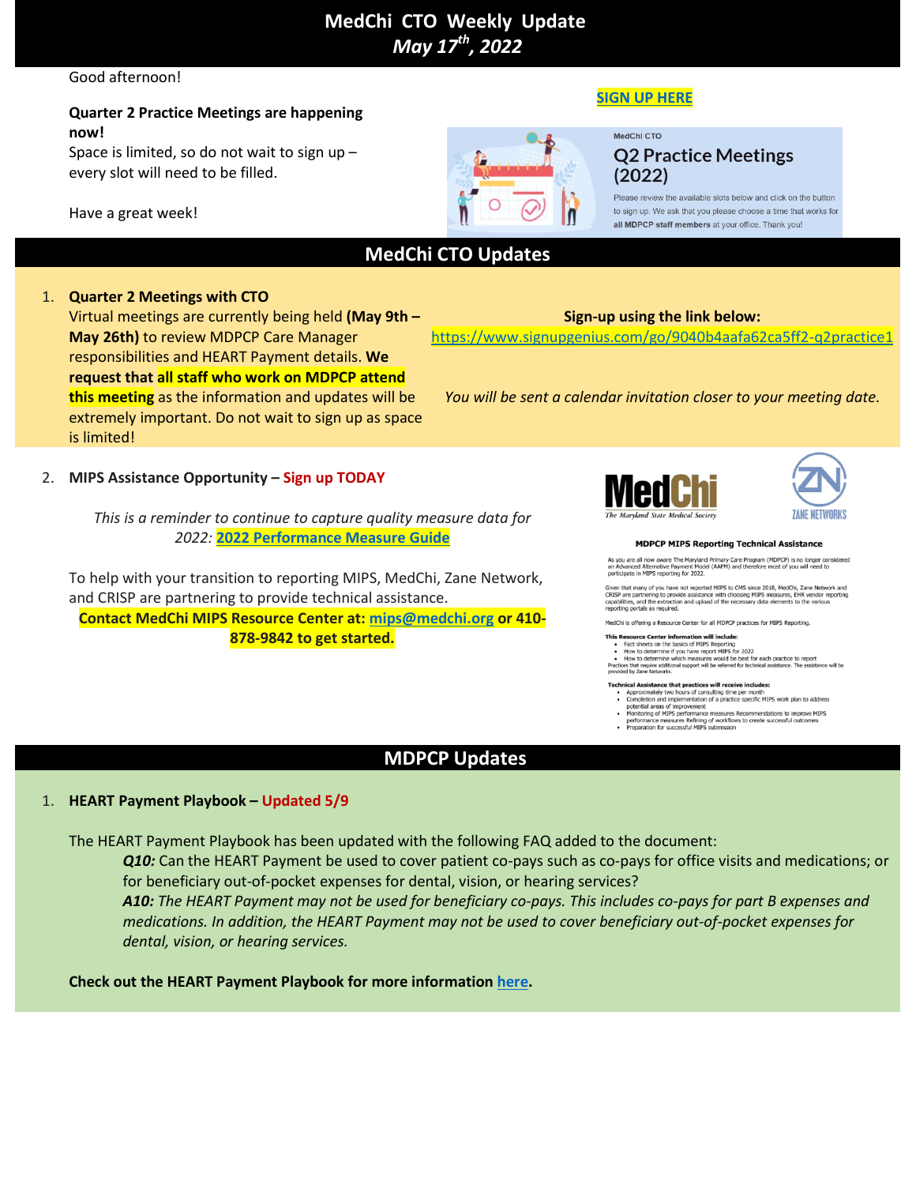# MedChi CTO Weekly Update
***May 17th, 2022***

Good afternoon!

**Quarter 2 Practice Meetings are happening now!**
Space is limited, so do not wait to sign up – every slot will need to be filled.

Have a great week!

**SIGN UP HERE**

MedChi CTO
Q2 Practice Meetings (2022)
Please review the available slots below and click on the button to sign up. We ask that you please choose a time that works for **all MDPCP staff members** at your office. Thank you!

## MedChi CTO Updates

1. **Quarter 2 Meetings with CTO**
   Virtual meetings are currently being held **(May 9th – May 26th)** to review MDPCP Care Manager responsibilities and HEART Payment details. **We request that all staff who work on MDPCP attend this meeting** as the information and updates will be extremely important. Do not wait to sign up as space is limited!

   **Sign-up using the link below:**
   https://www.signupgenius.com/go/9040b4aafa62ca5ff2-q2practice1

   *You will be sent a calendar invitation closer to your meeting date.*

2. **MIPS Assistance Opportunity – Sign up TODAY**

   *This is a reminder to continue to capture quality measure data for 2022:* **2022 Performance Measure Guide**

   To help with your transition to reporting MIPS, MedChi, Zane Network, and CRISP are partnering to provide technical assistance.
   **Contact MedChi MIPS Resource Center at: mips@medchi.org or 410-878-9842 to get started.**

   MedChi — The Maryland State Medical Society | ZANE NETWORKS

   **MDPCP MIPS Reporting Technical Assistance**

   As you are all now aware The Maryland Primary Care Program (MDPCP) is no longer considered an Advanced Alternative Payment Model (AAPM) and therefore most of you will need to participate in MIPS reporting for 2022.

   Given that many of you have not reported MIPS to CMS since 2018, MedChi, Zane Network and CRISP are partnering to provide assistance with choosing MIPS measures, EHR vendor reporting capabilities, and the extraction and upload of the necessary data elements to the various reporting portals as required.

   MedChi is offering a Resource Center for all MDPCP practices for MIPS Reporting.

   **This Resource Center information will include:**
   - Fact sheets on the basics of MIPS Reporting
   - How to determine if you have report MIPS for 2022
   - How to determine which measures would be best for each practice to report

   Practices that require additional support will be referred for technical assistance. The assistance will be provided by Zane Networks.

   **Technical Assistance that practices will receive includes:**
   - Approximately two hours of consulting time per month
   - Completion and implementation of a practice specific MIPS work plan to address potential areas of improvement
   - Monitoring of MIPS performance measures Recommendations to improve MIPS performance measures Refining of workflows to create successful outcomes
   - Preparation for successful MIPS submission

## MDPCP Updates

1. **HEART Payment Playbook – Updated 5/9**

   The HEART Payment Playbook has been updated with the following FAQ added to the document:

   ***Q10:*** Can the HEART Payment be used to cover patient co-pays such as co-pays for office visits and medications; or for beneficiary out-of-pocket expenses for dental, vision, or hearing services?

   ***A10:*** *The HEART Payment may not be used for beneficiary co-pays. This includes co-pays for part B expenses and medications. In addition, the HEART Payment may not be used to cover beneficiary out-of-pocket expenses for dental, vision, or hearing services.*

   **Check out the HEART Payment Playbook for more information here.**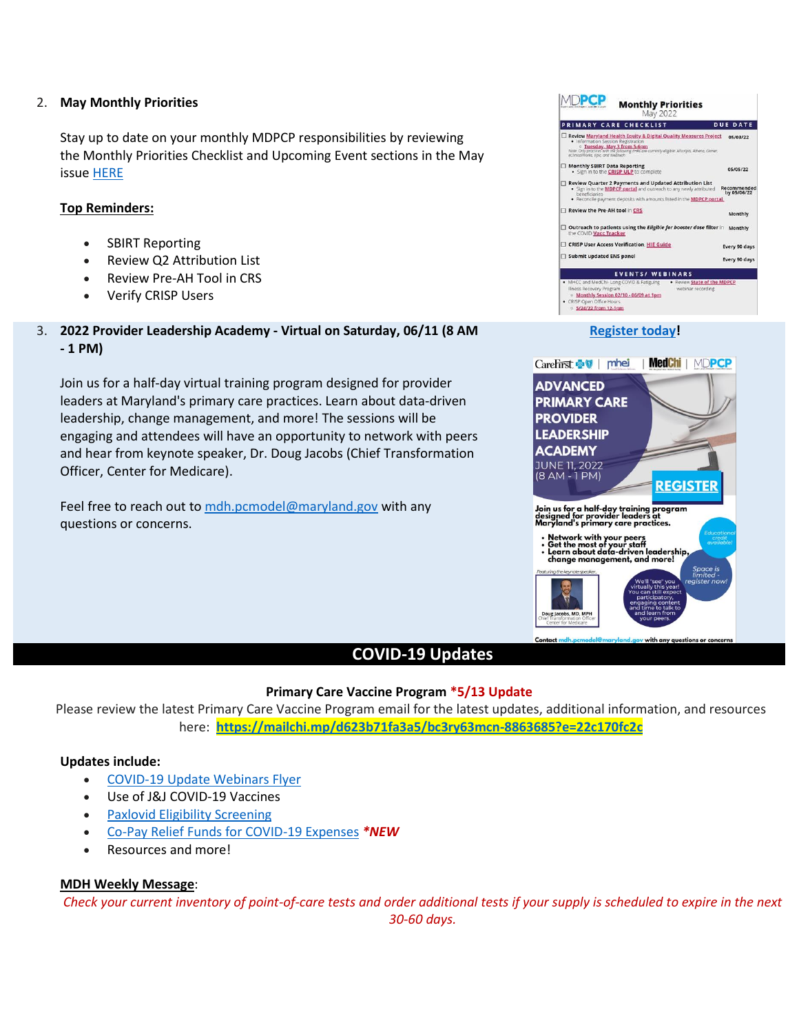2. **May Monthly Priorities**

   Stay up to date on your monthly MDPCP responsibilities by reviewing the Monthly Priorities Checklist and Upcoming Event sections in the May issue HERE

   **Top Reminders:**

   - SBIRT Reporting
   - Review Q2 Attribution List
   - Review Pre-AH Tool in CRS
   - Verify CRISP Users

3. **2022 Provider Leadership Academy - Virtual on Saturday, 06/11 (8 AM - 1 PM)**

   Join us for a half-day virtual training program designed for provider leaders at Maryland's primary care practices. Learn about data-driven leadership, change management, and more! The sessions will be engaging and attendees will have an opportunity to network with peers and hear from keynote speaker, Dr. Doug Jacobs (Chief Transformation Officer, Center for Medicare).

   Feel free to reach out to mdh.pcmodel@maryland.gov with any questions or concerns.

   **Register today!**

## COVID-19 Updates

**Primary Care Vaccine Program *5/13 Update**

Please review the latest Primary Care Vaccine Program email for the latest updates, additional information, and resources here: **https://mailchi.mp/d623b71fa3a5/bc3ry63mcn-8863685?e=22c170fc2c**

**Updates include:**

- COVID-19 Update Webinars Flyer
- Use of J&J COVID-19 Vaccines
- Paxlovid Eligibility Screening
- Co-Pay Relief Funds for COVID-19 Expenses ***NEW**
- Resources and more!

**MDH Weekly Message**:

*Check your current inventory of point-of-care tests and order additional tests if your supply is scheduled to expire in the next 30-60 days.*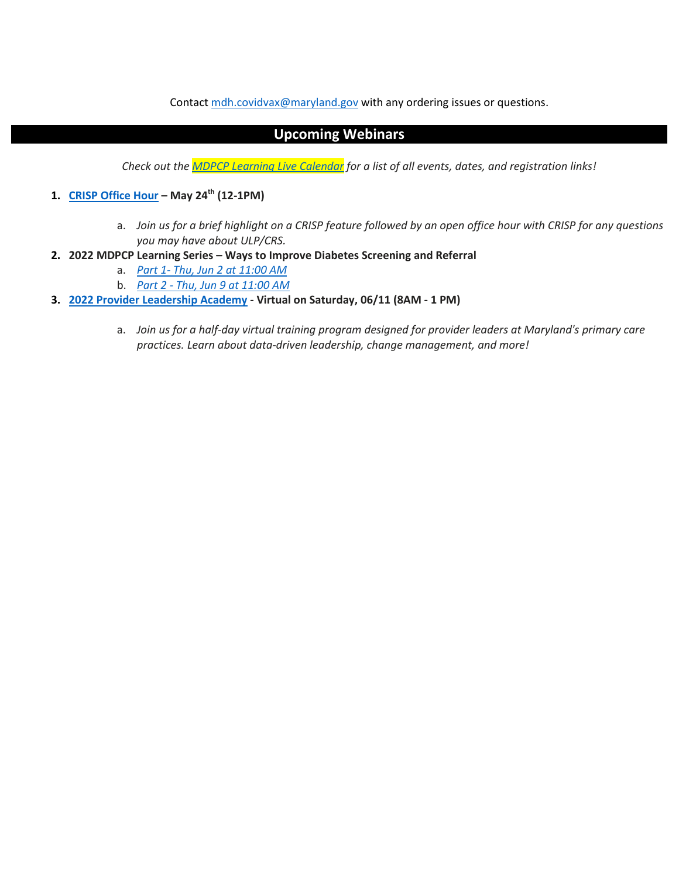Contact mdh.covidvax@maryland.gov with any ordering issues or questions.

## Upcoming Webinars

*Check out the MDPCP Learning Live Calendar for a list of all events, dates, and registration links!*

1. **CRISP Office Hour – May 24th (12-1PM)**
   a. *Join us for a brief highlight on a CRISP feature followed by an open office hour with CRISP for any questions you may have about ULP/CRS.*
2. **2022 MDPCP Learning Series – Ways to Improve Diabetes Screening and Referral**
   a. *Part 1- Thu, Jun 2 at 11:00 AM*
   b. *Part 2 - Thu, Jun 9 at 11:00 AM*
3. **2022 Provider Leadership Academy - Virtual on Saturday, 06/11 (8AM - 1 PM)**
   a. *Join us for a half-day virtual training program designed for provider leaders at Maryland's primary care practices. Learn about data-driven leadership, change management, and more!*